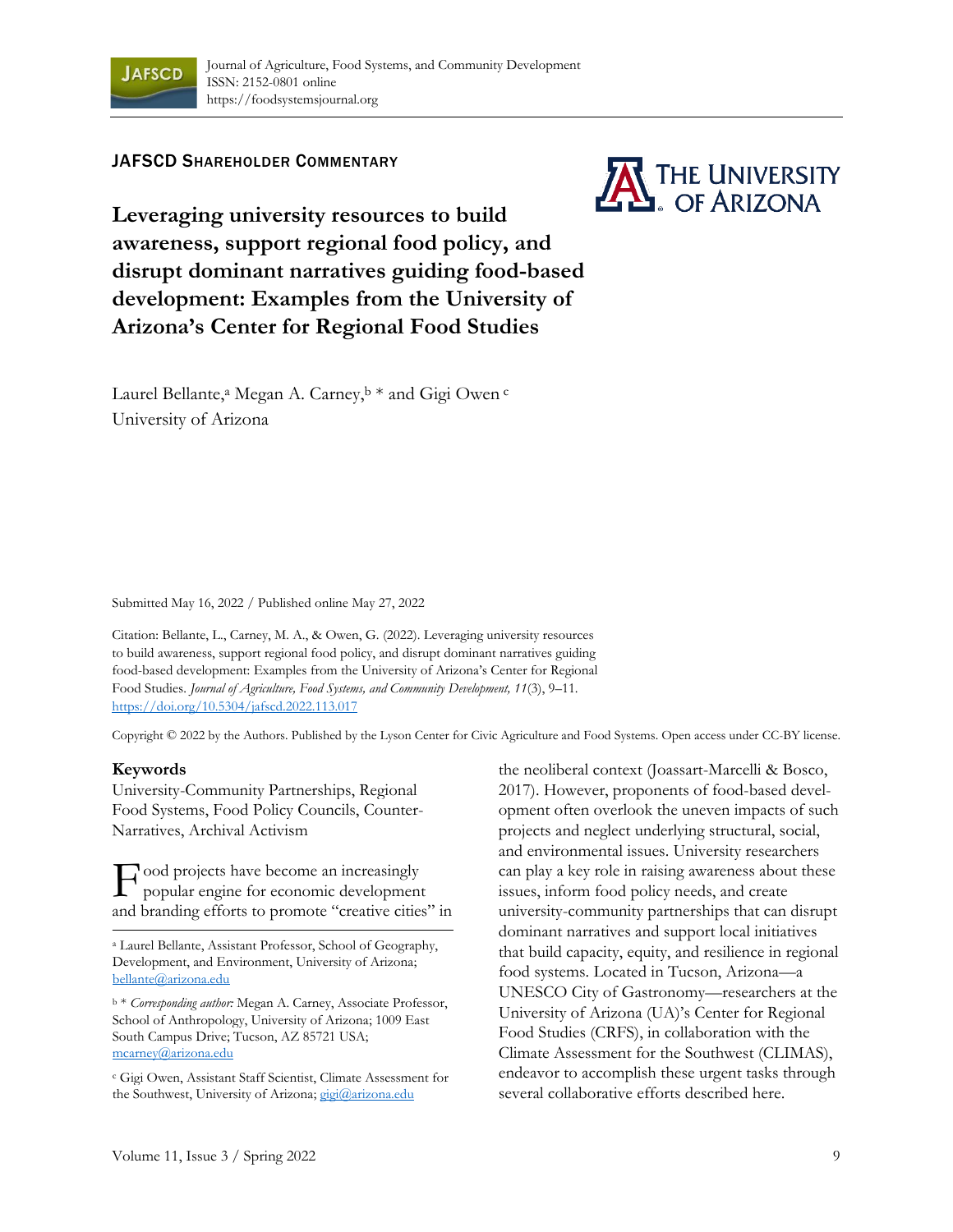JAFSCD Shareholder Commentary

# Leveraging university resources to build awareness, support regional food policy, and disrupt dominant narratives guiding food-based development: Examples from the University of Arizona's Center for Regional Food Studies

Laurel Bellante,[a] Megan A. Carney,[b] * and Gigi Owen [c]
University of Arizona

Submitted May 16, 2022 / Published online May 27, 2022

Citation: Bellante, L., Carney, M. A., & Owen, G. (2022). Leveraging university resources to build awareness, support regional food policy, and disrupt dominant narratives guiding food-based development: Examples from the University of Arizona's Center for Regional Food Studies. *Journal of Agriculture, Food Systems, and Community Development, 11*(3), 9–11. https://doi.org/10.5304/jafscd.2022.113.017

Copyright © 2022 by the Authors. Published by the Lyson Center for Civic Agriculture and Food Systems. Open access under CC-BY license.

**Keywords**
University-Community Partnerships, Regional Food Systems, Food Policy Councils, Counter-Narratives, Archival Activism

Food projects have become an increasingly popular engine for economic development and branding efforts to promote "creative cities" in the neoliberal context (Joassart-Marcelli & Bosco, 2017). However, proponents of food-based development often overlook the uneven impacts of such projects and neglect underlying structural, social, and environmental issues. University researchers can play a key role in raising awareness about these issues, inform food policy needs, and create university-community partnerships that can disrupt dominant narratives and support local initiatives that build capacity, equity, and resilience in regional food systems. Located in Tucson, Arizona—a UNESCO City of Gastronomy—researchers at the University of Arizona (UA)'s Center for Regional Food Studies (CRFS), in collaboration with the Climate Assessment for the Southwest (CLIMAS), endeavor to accomplish these urgent tasks through several collaborative efforts described here.

[a] Laurel Bellante, Assistant Professor, School of Geography, Development, and Environment, University of Arizona; bellante@arizona.edu

[b] * *Corresponding author:* Megan A. Carney, Associate Professor, School of Anthropology, University of Arizona; 1009 East South Campus Drive; Tucson, AZ 85721 USA; mcarney@arizona.edu

[c] Gigi Owen, Assistant Staff Scientist, Climate Assessment for the Southwest, University of Arizona; gigi@arizona.edu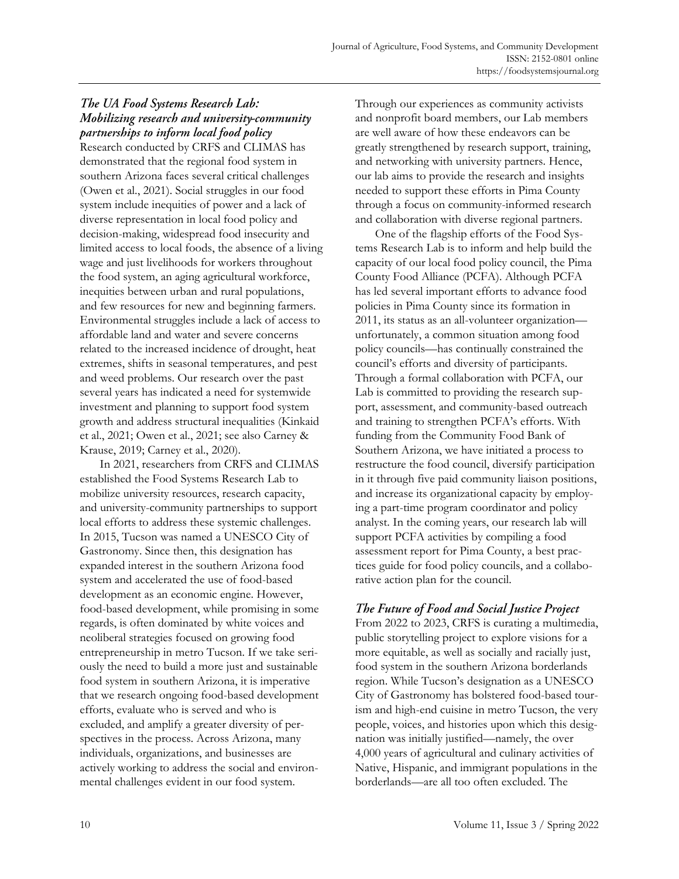### *The UA Food Systems Research Lab: Mobilizing research and university-community partnerships to inform local food policy*

Research conducted by CRFS and CLIMAS has demonstrated that the regional food system in southern Arizona faces several critical challenges (Owen et al., 2021). Social struggles in our food system include inequities of power and a lack of diverse representation in local food policy and decision-making, widespread food insecurity and limited access to local foods, the absence of a living wage and just livelihoods for workers throughout the food system, an aging agricultural workforce, inequities between urban and rural populations, and few resources for new and beginning farmers. Environmental struggles include a lack of access to affordable land and water and severe concerns related to the increased incidence of drought, heat extremes, shifts in seasonal temperatures, and pest and weed problems. Our research over the past several years has indicated a need for systemwide investment and planning to support food system growth and address structural inequalities (Kinkaid et al., 2021; Owen et al., 2021; see also Carney & Krause, 2019; Carney et al., 2020).

In 2021, researchers from CRFS and CLIMAS established the Food Systems Research Lab to mobilize university resources, research capacity, and university-community partnerships to support local efforts to address these systemic challenges. In 2015, Tucson was named a UNESCO City of Gastronomy. Since then, this designation has expanded interest in the southern Arizona food system and accelerated the use of food-based development as an economic engine. However, food-based development, while promising in some regards, is often dominated by white voices and neoliberal strategies focused on growing food entrepreneurship in metro Tucson. If we take seriously the need to build a more just and sustainable food system in southern Arizona, it is imperative that we research ongoing food-based development efforts, evaluate who is served and who is excluded, and amplify a greater diversity of perspectives in the process. Across Arizona, many individuals, organizations, and businesses are actively working to address the social and environmental challenges evident in our food system. Through our experiences as community activists and nonprofit board members, our Lab members are well aware of how these endeavors can be greatly strengthened by research support, training, and networking with university partners. Hence, our lab aims to provide the research and insights needed to support these efforts in Pima County through a focus on community-informed research and collaboration with diverse regional partners.

One of the flagship efforts of the Food Systems Research Lab is to inform and help build the capacity of our local food policy council, the Pima County Food Alliance (PCFA). Although PCFA has led several important efforts to advance food policies in Pima County since its formation in 2011, its status as an all-volunteer organization—unfortunately, a common situation among food policy councils—has continually constrained the council's efforts and diversity of participants. Through a formal collaboration with PCFA, our Lab is committed to providing the research support, assessment, and community-based outreach and training to strengthen PCFA's efforts. With funding from the Community Food Bank of Southern Arizona, we have initiated a process to restructure the food council, diversify participation in it through five paid community liaison positions, and increase its organizational capacity by employing a part-time program coordinator and policy analyst. In the coming years, our research lab will support PCFA activities by compiling a food assessment report for Pima County, a best practices guide for food policy councils, and a collaborative action plan for the council.

### *The Future of Food and Social Justice Project*

From 2022 to 2023, CRFS is curating a multimedia, public storytelling project to explore visions for a more equitable, as well as socially and racially just, food system in the southern Arizona borderlands region. While Tucson's designation as a UNESCO City of Gastronomy has bolstered food-based tourism and high-end cuisine in metro Tucson, the very people, voices, and histories upon which this designation was initially justified—namely, the over 4,000 years of agricultural and culinary activities of Native, Hispanic, and immigrant populations in the borderlands—are all too often excluded. The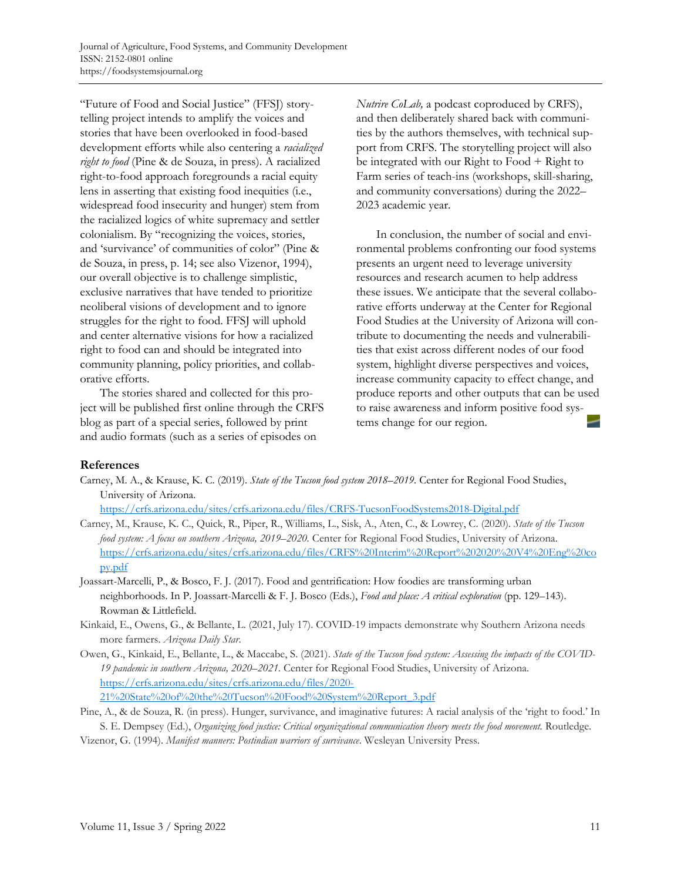"Future of Food and Social Justice" (FFSJ) storytelling project intends to amplify the voices and stories that have been overlooked in food-based development efforts while also centering a *racialized right to food* (Pine & de Souza, in press). A racialized right-to-food approach foregrounds a racial equity lens in asserting that existing food inequities (i.e., widespread food insecurity and hunger) stem from the racialized logics of white supremacy and settler colonialism. By "recognizing the voices, stories, and 'survivance' of communities of color" (Pine & de Souza, in press, p. 14; see also Vizenor, 1994), our overall objective is to challenge simplistic, exclusive narratives that have tended to prioritize neoliberal visions of development and to ignore struggles for the right to food. FFSJ will uphold and center alternative visions for how a racialized right to food can and should be integrated into community planning, policy priorities, and collaborative efforts.

The stories shared and collected for this project will be published first online through the CRFS blog as part of a special series, followed by print and audio formats (such as a series of episodes on *Nutrire CoLab,* a podcast coproduced by CRFS), and then deliberately shared back with communities by the authors themselves, with technical support from CRFS. The storytelling project will also be integrated with our Right to Food + Right to Farm series of teach-ins (workshops, skill-sharing, and community conversations) during the 2022–2023 academic year.

In conclusion, the number of social and environmental problems confronting our food systems presents an urgent need to leverage university resources and research acumen to help address these issues. We anticipate that the several collaborative efforts underway at the Center for Regional Food Studies at the University of Arizona will contribute to documenting the needs and vulnerabilities that exist across different nodes of our food system, highlight diverse perspectives and voices, increase community capacity to effect change, and produce reports and other outputs that can be used to raise awareness and inform positive food systems change for our region.

## References

Carney, M. A., & Krause, K. C. (2019). *State of the Tucson food system 2018–2019.* Center for Regional Food Studies, University of Arizona. https://crfs.arizona.edu/sites/crfs.arizona.edu/files/CRFS-TucsonFoodSystems2018-Digital.pdf

Carney, M., Krause, K. C., Quick, R., Piper, R., Williams, L., Sisk, A., Aten, C., & Lowrey, C. (2020). *State of the Tucson food system: A focus on southern Arizona, 2019–2020.* Center for Regional Food Studies, University of Arizona. https://crfs.arizona.edu/sites/crfs.arizona.edu/files/CRFS%20Interim%20Report%202020%20V4%20Eng%20copy.pdf

Joassart-Marcelli, P., & Bosco, F. J. (2017). Food and gentrification: How foodies are transforming urban neighborhoods. In P. Joassart-Marcelli & F. J. Bosco (Eds.), *Food and place: A critical exploration* (pp. 129–143). Rowman & Littlefield.

Kinkaid, E., Owens, G., & Bellante, L. (2021, July 17). COVID-19 impacts demonstrate why Southern Arizona needs more farmers. *Arizona Daily Star.*

Owen, G., Kinkaid, E., Bellante, L., & Maccabe, S. (2021). *State of the Tucson food system: Assessing the impacts of the COVID-19 pandemic in southern Arizona, 2020–2021.* Center for Regional Food Studies, University of Arizona. https://crfs.arizona.edu/sites/crfs.arizona.edu/files/2020-21%20State%20of%20the%20Tucson%20Food%20System%20Report_3.pdf

Pine, A., & de Souza, R. (in press). Hunger, survivance, and imaginative futures: A racial analysis of the 'right to food.' In S. E. Dempsey (Ed.), *Organizing food justice: Critical organizational communication theory meets the food movement.* Routledge.

Vizenor, G. (1994). *Manifest manners: Postindian warriors of survivance*. Wesleyan University Press.